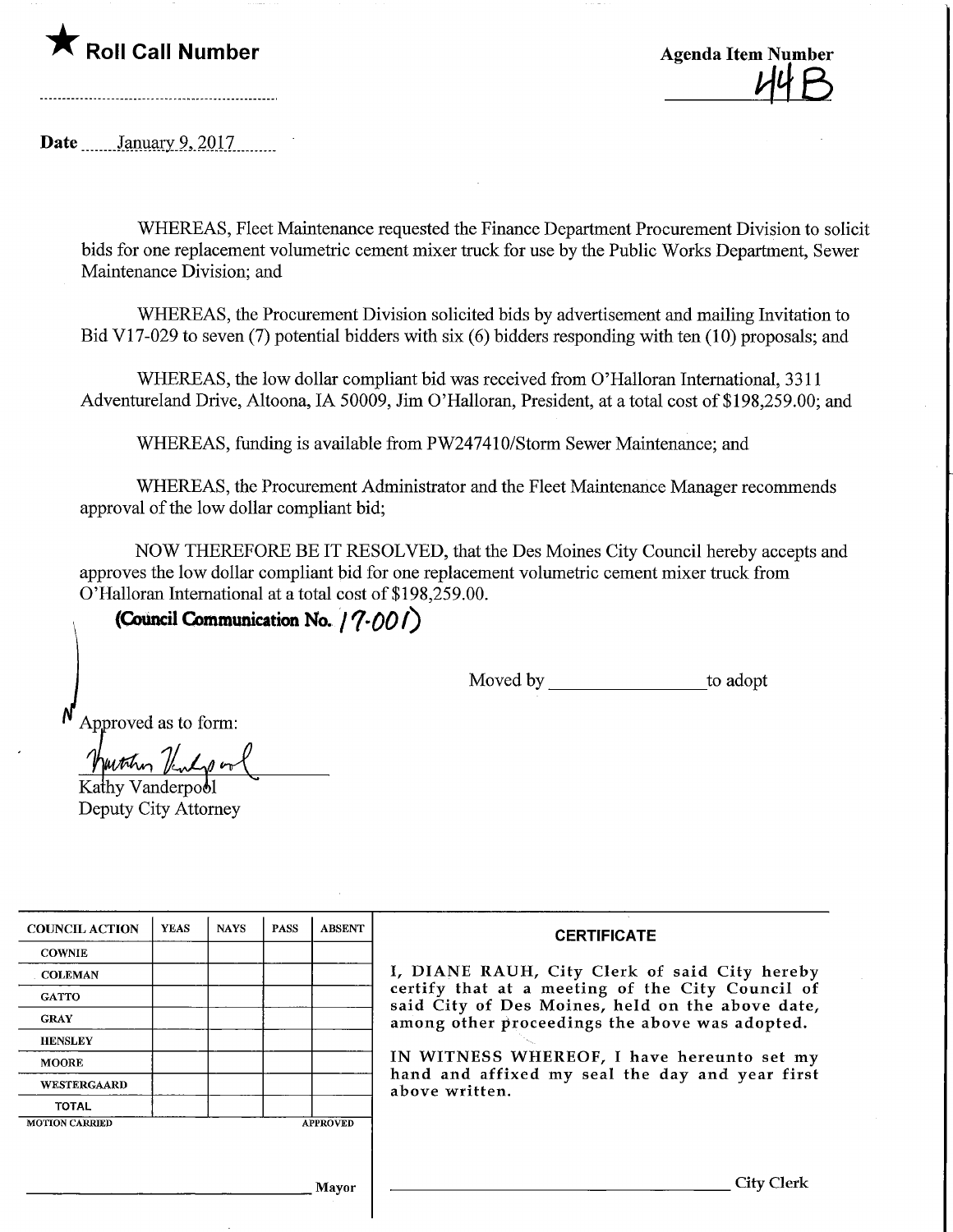★ **Roll Call Number**

**Agenda Item Number**
44B

**Date** January 9, 2017

WHEREAS, Fleet Maintenance requested the Finance Department Procurement Division to solicit bids for one replacement volumetric cement mixer truck for use by the Public Works Department, Sewer Maintenance Division; and

WHEREAS, the Procurement Division solicited bids by advertisement and mailing Invitation to Bid V17-029 to seven (7) potential bidders with six (6) bidders responding with ten (10) proposals; and

WHEREAS, the low dollar compliant bid was received from O'Halloran International, 3311 Adventureland Drive, Altoona, IA 50009, Jim O'Halloran, President, at a total cost of $198,259.00; and

WHEREAS, funding is available from PW247410/Storm Sewer Maintenance; and

WHEREAS, the Procurement Administrator and the Fleet Maintenance Manager recommends approval of the low dollar compliant bid;

NOW THEREFORE BE IT RESOLVED, that the Des Moines City Council hereby accepts and approves the low dollar compliant bid for one replacement volumetric cement mixer truck from O'Halloran International at a total cost of $198,259.00.

**(Council Communication No. 17-001)**

Moved by ________________ to adopt

Approved as to form:

Kathy Vanderpool
Deputy City Attorney

| COUNCIL ACTION | YEAS | NAYS | PASS | ABSENT |
|---|---|---|---|---|
| COWNIE | | | | |
| COLEMAN | | | | |
| GATTO | | | | |
| GRAY | | | | |
| HENSLEY | | | | |
| MOORE | | | | |
| WESTERGAARD | | | | |
| TOTAL | | | | |
| MOTION CARRIED | | | | APPROVED |

________________ Mayor

**CERTIFICATE**

I, DIANE RAUH, City Clerk of said City hereby certify that at a meeting of the City Council of said City of Des Moines, held on the above date, among other proceedings the above was adopted.

IN WITNESS WHEREOF, I have hereunto set my hand and affixed my seal the day and year first above written.

________________ City Clerk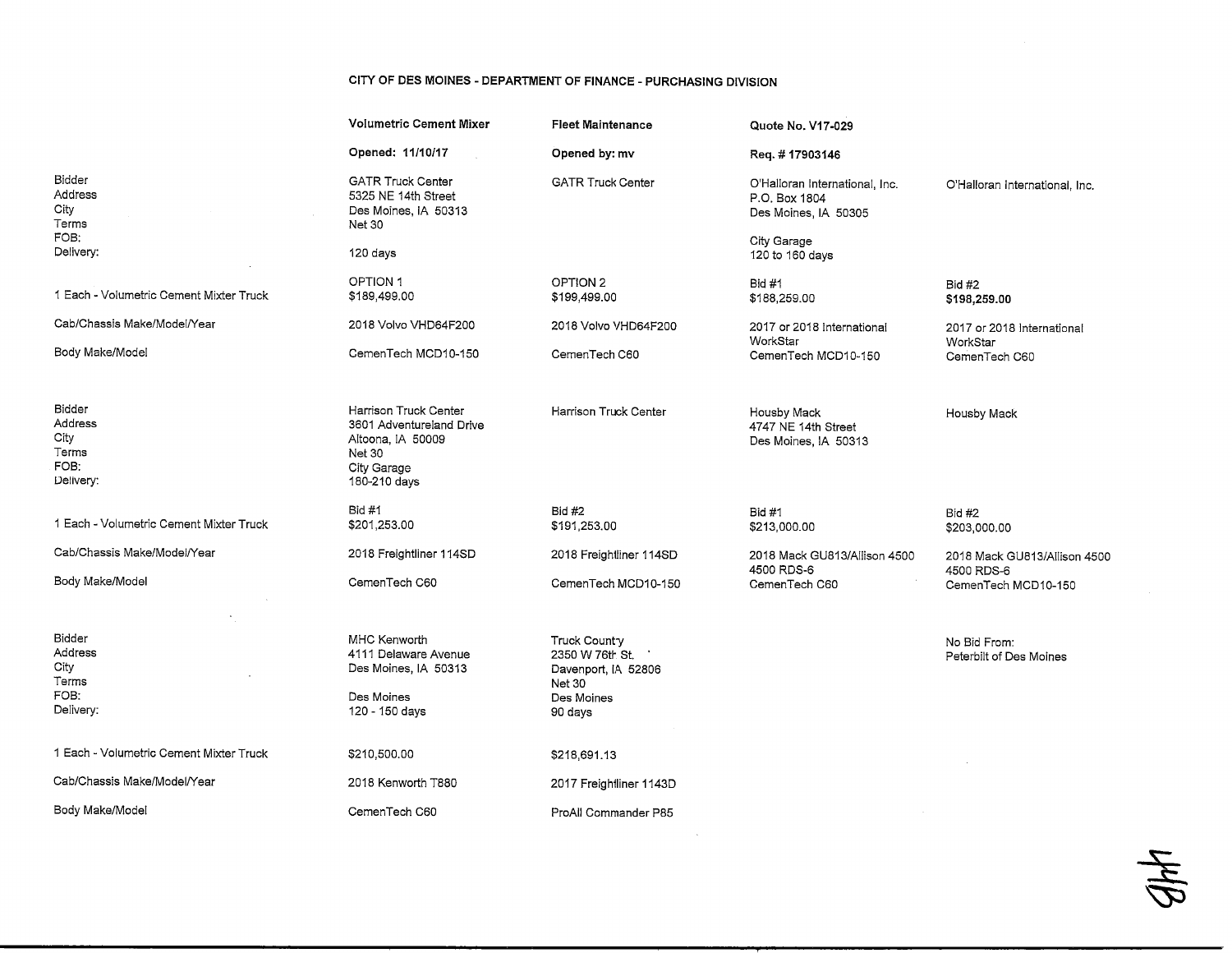## CITY OF DES MOINES - DEPARTMENT OF FINANCE - PURCHASING DIVISION

| | **Volumetric Cement Mixer** | **Fleet Maintenance** | **Quote No. V17-029** | |
|---|---|---|---|---|
| | **Opened: 11/10/17** | **Opened by: mv** | **Req. # 17903146** | |
| Bidder<br>Address<br>City<br>Terms<br>FOB:<br>Delivery: | GATR Truck Center<br>5325 NE 14th Street<br>Des Moines, IA 50313<br>Net 30<br><br>120 days | GATR Truck Center | O'Halloran International, Inc.<br>P.O. Box 1804<br>Des Moines, IA 50305<br><br>City Garage<br>120 to 160 days | O'Halloran International, Inc. |
| 1 Each - Volumetric Cement Mixter Truck | OPTION 1<br>$189,499.00 | OPTION 2<br>$199,499.00 | Bid #1<br>$188,259.00 | Bid #2<br>**$198,259.00** |
| Cab/Chassis Make/Model/Year | 2018 Volvo VHD64F200 | 2018 Volvo VHD64F200 | 2017 or 2018 International WorkStar | 2017 or 2018 International WorkStar |
| Body Make/Model | CemenTech MCD10-150 | CemenTech C60 | CemenTech MCD10-150 | CemenTech C60 |
| Bidder<br>Address<br>City<br>Terms<br>FOB:<br>Delivery: | Harrison Truck Center<br>3601 Adventureland Drive<br>Altoona, IA 50009<br>Net 30<br>City Garage<br>180-210 days | Harrison Truck Center | Housby Mack<br>4747 NE 14th Street<br>Des Moines, IA 50313 | Housby Mack |
| 1 Each - Volumetric Cement Mixter Truck | Bid #1<br>$201,253.00 | Bid #2<br>$191,253.00 | Bid #1<br>$213,000.00 | Bid #2<br>$203,000.00 |
| Cab/Chassis Make/Model/Year | 2018 Freightliner 114SD | 2018 Freightliner 114SD | 2018 Mack GU813/Allison 4500<br>4500 RDS-6 | 2018 Mack GU813/Allison 4500<br>4500 RDS-6 |
| Body Make/Model | CemenTech C60 | CemenTech MCD10-150 | CemenTech C60 | CemenTech MCD10-150 |
| Bidder<br>Address<br>City<br>Terms<br>FOB:<br>Delivery: | MHC Kenworth<br>4111 Delaware Avenue<br>Des Moines, IA 50313<br><br>Des Moines<br>120 - 150 days | Truck County<br>2350 W 76th St.<br>Davenport, IA 52806<br>Net 30<br>Des Moines<br>90 days | | No Bid From:<br>Peterbilt of Des Moines |
| 1 Each - Volumetric Cement Mixter Truck | $210,500.00 | $218,691.13 | | |
| Cab/Chassis Make/Model/Year | 2018 Kenworth T880 | 2017 Freightliner 1143D | | |
| Body Make/Model | CemenTech C60 | ProAll Commander P85 | | |

44B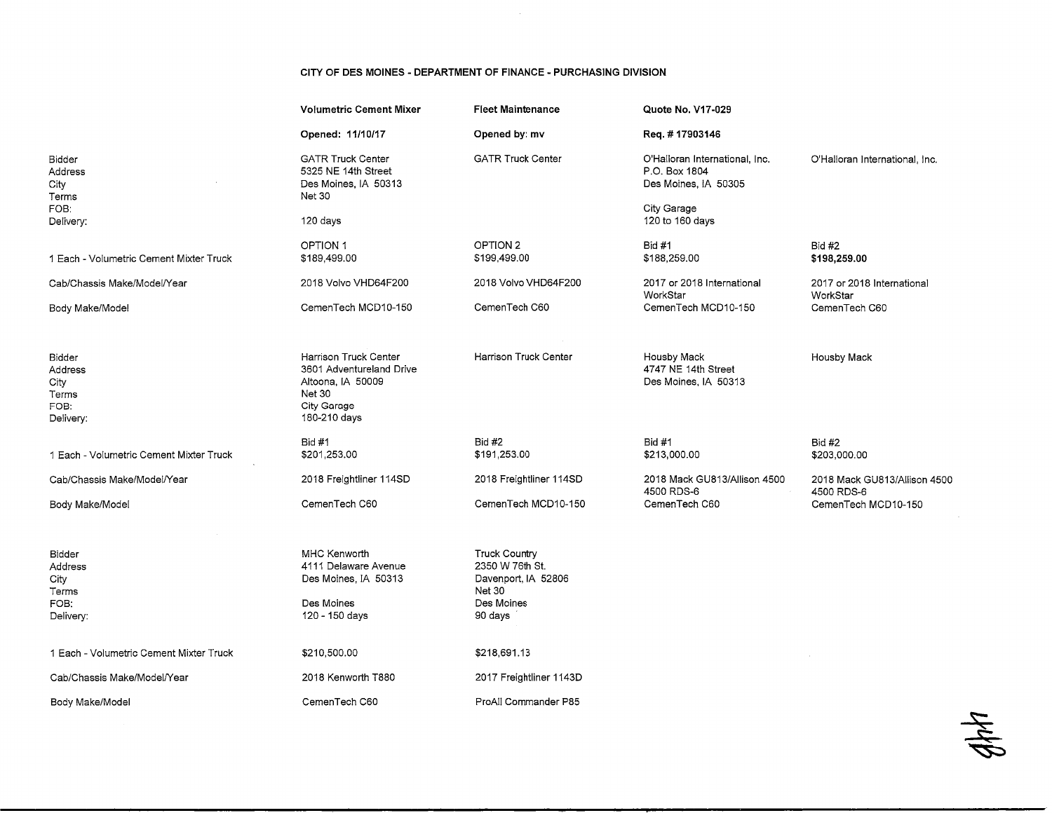**CITY OF DES MOINES - DEPARTMENT OF FINANCE - PURCHASING DIVISION**

| | **Volumetric Cement Mixer** | **Fleet Maintenance** | **Quote No. V17-029** | |
|---|---|---|---|---|
| | **Opened: 11/10/17** | **Opened by: mv** | **Req. # 17903146** | |
| Bidder | GATR Truck Center | GATR Truck Center | O'Halloran International, Inc. | O'Halloran International, Inc. |
| Address | 5325 NE 14th Street | | P.O. Box 1804 | |
| City | Des Moines, IA 50313 | | Des Moines, IA 50305 | |
| Terms | Net 30 | | | |
| FOB: | | | City Garage | |
| Delivery: | 120 days | | 120 to 160 days | |
| | OPTION 1 | OPTION 2 | Bid #1 | Bid #2 |
| 1 Each - Volumetric Cement Mixter Truck | $189,499.00 | $199,499.00 | $188,259.00 | **$198,259.00** |
| Cab/Chassis Make/Model/Year | 2018 Volvo VHD64F200 | 2018 Volvo VHD64F200 | 2017 or 2018 International WorkStar | 2017 or 2018 International WorkStar |
| Body Make/Model | CemenTech MCD10-150 | CemenTech C60 | CemenTech MCD10-150 | CemenTech C60 |

| | | | | |
|---|---|---|---|---|
| Bidder | Harrison Truck Center | Harrison Truck Center | Housby Mack | Housby Mack |
| Address | 3601 Adventureland Drive | | 4747 NE 14th Street | |
| City | Altoona, IA 50009 | | Des Moines, IA 50313 | |
| Terms | Net 30 | | | |
| FOB: | City Garage | | | |
| Delivery: | 180-210 days | | | |
| | Bid #1 | Bid #2 | Bid #1 | Bid #2 |
| 1 Each - Volumetric Cement Mixter Truck | $201,253.00 | $191,253.00 | $213,000.00 | $203,000.00 |
| Cab/Chassis Make/Model/Year | 2018 Freightliner 114SD | 2018 Freightliner 114SD | 2018 Mack GU813/Allison 4500 4500 RDS-6 | 2018 Mack GU813/Allison 4500 4500 RDS-6 |
| Body Make/Model | CemenTech C60 | CemenTech MCD10-150 | CemenTech C60 | CemenTech MCD10-150 |

| | | |
|---|---|---|
| Bidder | MHC Kenworth | Truck Country |
| Address | 4111 Delaware Avenue | 2350 W 76th St. |
| City | Des Moines, IA 50313 | Davenport, IA 52806 |
| Terms | | Net 30 |
| FOB: | Des Moines | Des Moines |
| Delivery: | 120 - 150 days | 90 days |
| 1 Each - Volumetric Cement Mixter Truck | $210,500.00 | $218,691.13 |
| Cab/Chassis Make/Model/Year | 2018 Kenworth T880 | 2017 Freightliner 1143D |
| Body Make/Model | CemenTech C60 | ProAll Commander P85 |